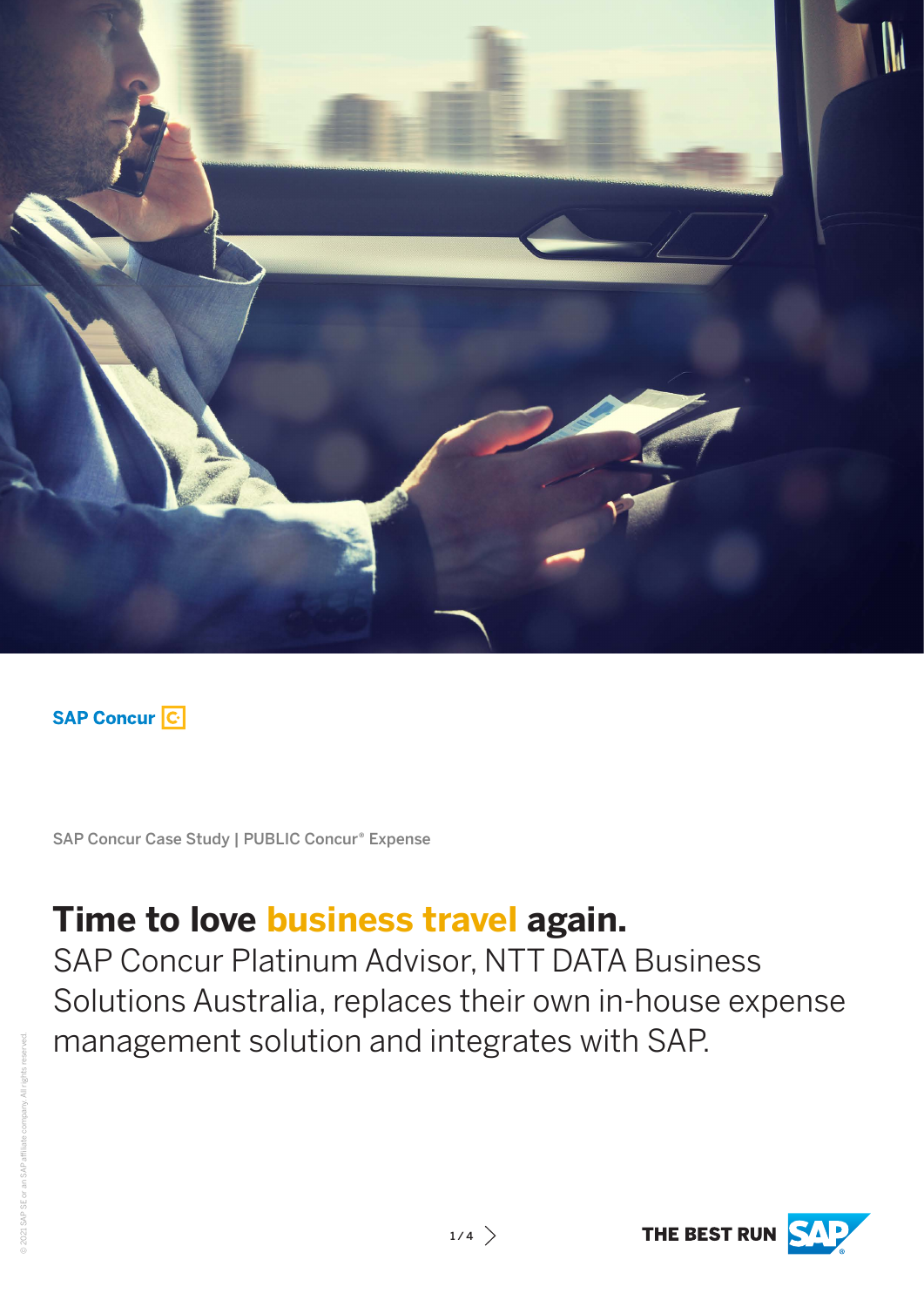SAP Concur

SAP Concur Case Study | PUBLIC Concur® Expense

# Time to love business travel again.

SAP Concur Platinum Advisor, NTT DATA Business Solutions Australia, replaces their own in-house expense management solution and integrates with SAP.

THE BEST RUN SAP

© 2021 SAP SE or an SAP affiliate company. All rights reserved.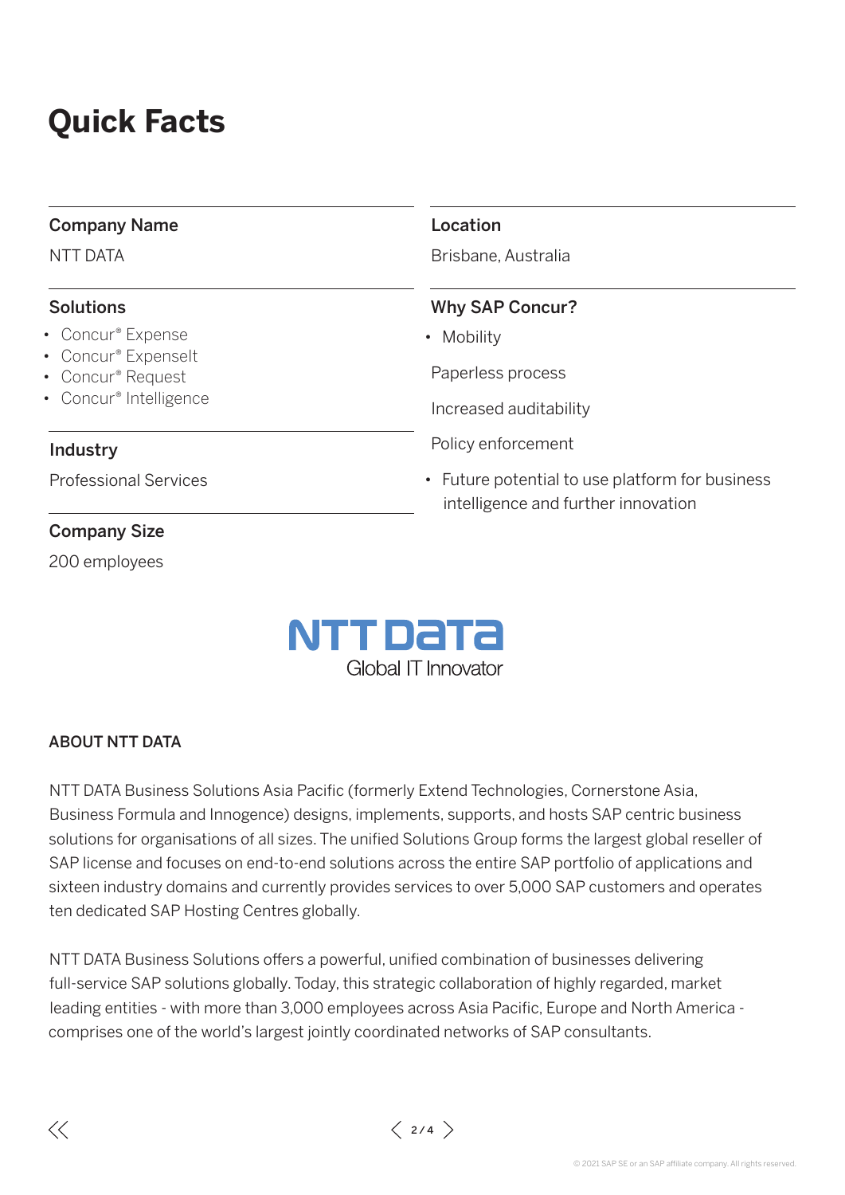# Quick Facts

### Company Name

NTT DATA

### Location

Brisbane, Australia

### Solutions

- Concur® Expense
- Concur® ExpenseIt
- Concur® Request
- Concur® Intelligence

### Why SAP Concur?

- Mobility

  Paperless process

  Increased auditability

  Policy enforcement

- Future potential to use platform for business intelligence and further innovation

### Industry

Professional Services

### Company Size

200 employees

NTT DATA
Global IT Innovator

### ABOUT NTT DATA

NTT DATA Business Solutions Asia Pacific (formerly Extend Technologies, Cornerstone Asia, Business Formula and Innogence) designs, implements, supports, and hosts SAP centric business solutions for organisations of all sizes. The unified Solutions Group forms the largest global reseller of SAP license and focuses on end-to-end solutions across the entire SAP portfolio of applications and sixteen industry domains and currently provides services to over 5,000 SAP customers and operates ten dedicated SAP Hosting Centres globally.

NTT DATA Business Solutions offers a powerful, unified combination of businesses delivering full-service SAP solutions globally. Today, this strategic collaboration of highly regarded, market leading entities - with more than 3,000 employees across Asia Pacific, Europe and North America - comprises one of the world's largest jointly coordinated networks of SAP consultants.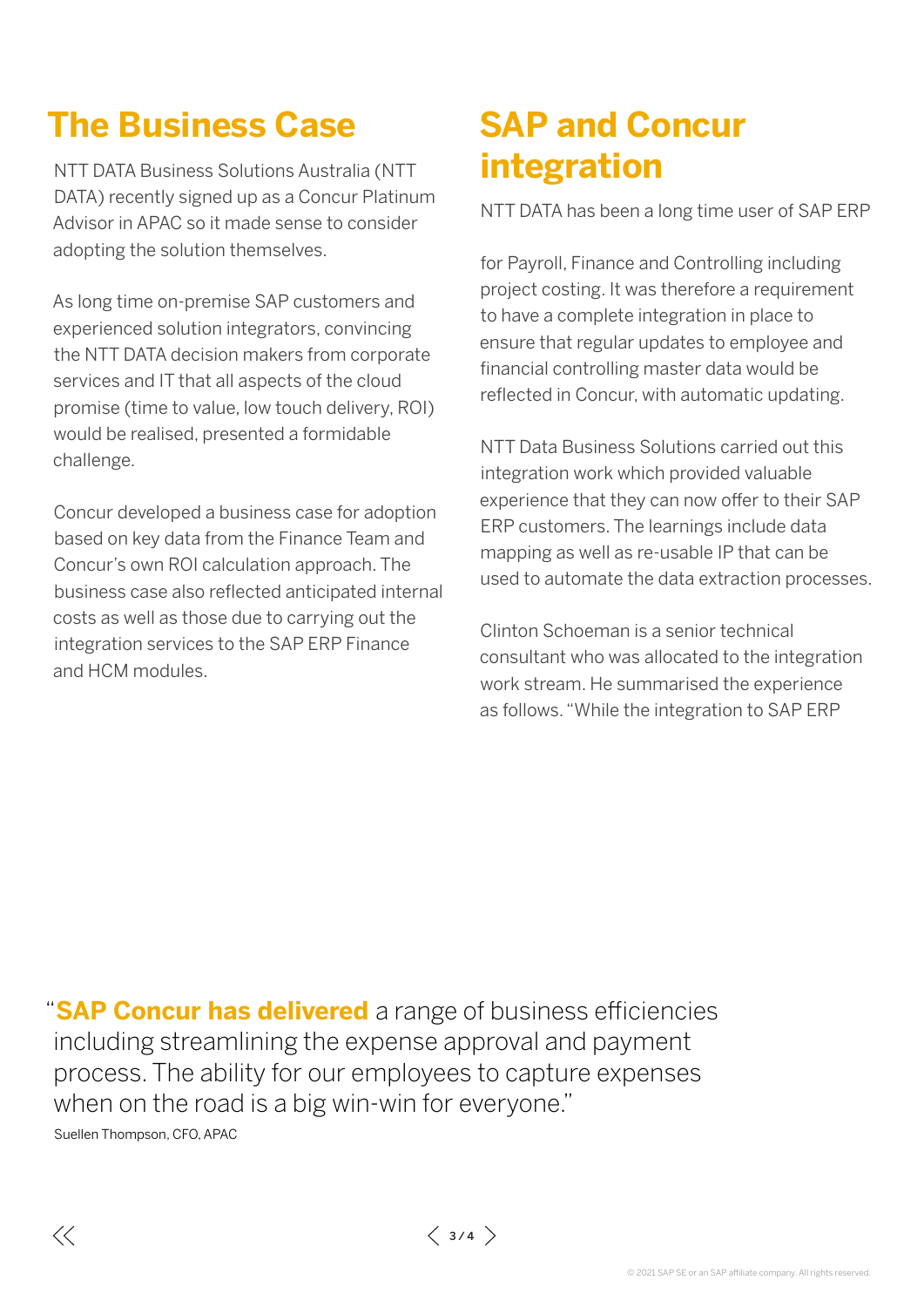## The Business Case

NTT DATA Business Solutions Australia (NTT DATA) recently signed up as a Concur Platinum Advisor in APAC so it made sense to consider adopting the solution themselves.

As long time on-premise SAP customers and experienced solution integrators, convincing the NTT DATA decision makers from corporate services and IT that all aspects of the cloud promise (time to value, low touch delivery, ROI) would be realised, presented a formidable challenge.

Concur developed a business case for adoption based on key data from the Finance Team and Concur's own ROI calculation approach. The business case also reflected anticipated internal costs as well as those due to carrying out the integration services to the SAP ERP Finance and HCM modules.

## SAP and Concur integration

NTT DATA has been a long time user of SAP ERP

for Payroll, Finance and Controlling including project costing. It was therefore a requirement to have a complete integration in place to ensure that regular updates to employee and financial controlling master data would be reflected in Concur, with automatic updating.

NTT Data Business Solutions carried out this integration work which provided valuable experience that they can now offer to their SAP ERP customers. The learnings include data mapping as well as re-usable IP that can be used to automate the data extraction processes.

Clinton Schoeman is a senior technical consultant who was allocated to the integration work stream. He summarised the experience as follows. "While the integration to SAP ERP

"**SAP Concur has delivered** a range of business efficiencies including streamlining the expense approval and payment process. The ability for our employees to capture expenses when on the road is a big win-win for everyone."

Suellen Thompson, CFO, APAC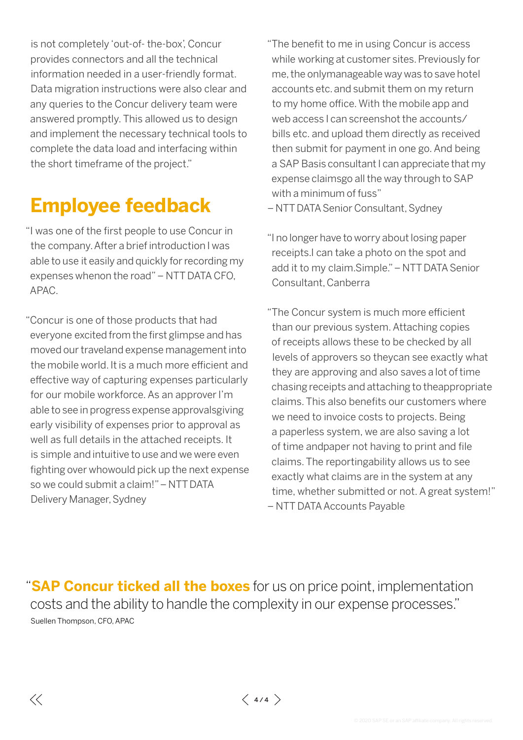is not completely 'out-of- the-box', Concur provides connectors and all the technical information needed in a user-friendly format. Data migration instructions were also clear and any queries to the Concur delivery team were answered promptly. This allowed us to design and implement the necessary technical tools to complete the data load and interfacing within the short timeframe of the project."

## Employee feedback

"I was one of the first people to use Concur in the company. After a brief introduction I was able to use it easily and quickly for recording my expenses whenon the road" – NTT DATA CFO, APAC.

"Concur is one of those products that had everyone excited from the first glimpse and has moved our traveland expense management into the mobile world. It is a much more efficient and effective way of capturing expenses particularly for our mobile workforce. As an approver I'm able to see in progress expense approvalsgiving early visibility of expenses prior to approval as well as full details in the attached receipts. It is simple and intuitive to use and we were even fighting over whowould pick up the next expense so we could submit a claim!" – NTT DATA Delivery Manager, Sydney

"The benefit to me in using Concur is access while working at customer sites. Previously for me, the onlymanageable way was to save hotel accounts etc. and submit them on my return to my home office. With the mobile app and web access I can screenshot the accounts/ bills etc. and upload them directly as received then submit for payment in one go. And being a SAP Basis consultant I can appreciate that my expense claimsgo all the way through to SAP with a minimum of fuss"
– NTT DATA Senior Consultant, Sydney

"I no longer have to worry about losing paper receipts.I can take a photo on the spot and add it to my claim.Simple." – NTT DATA Senior Consultant, Canberra

"The Concur system is much more efficient than our previous system. Attaching copies of receipts allows these to be checked by all levels of approvers so theycan see exactly what they are approving and also saves a lot of time chasing receipts and attaching to theappropriate claims. This also benefits our customers where we need to invoice costs to projects. Being a paperless system, we are also saving a lot of time andpaper not having to print and file claims. The reportingability allows us to see exactly what claims are in the system at any time, whether submitted or not. A great system!"
– NTT DATA Accounts Payable

"**SAP Concur ticked all the boxes** for us on price point, implementation costs and the ability to handle the complexity in our expense processes."
Suellen Thompson, CFO, APAC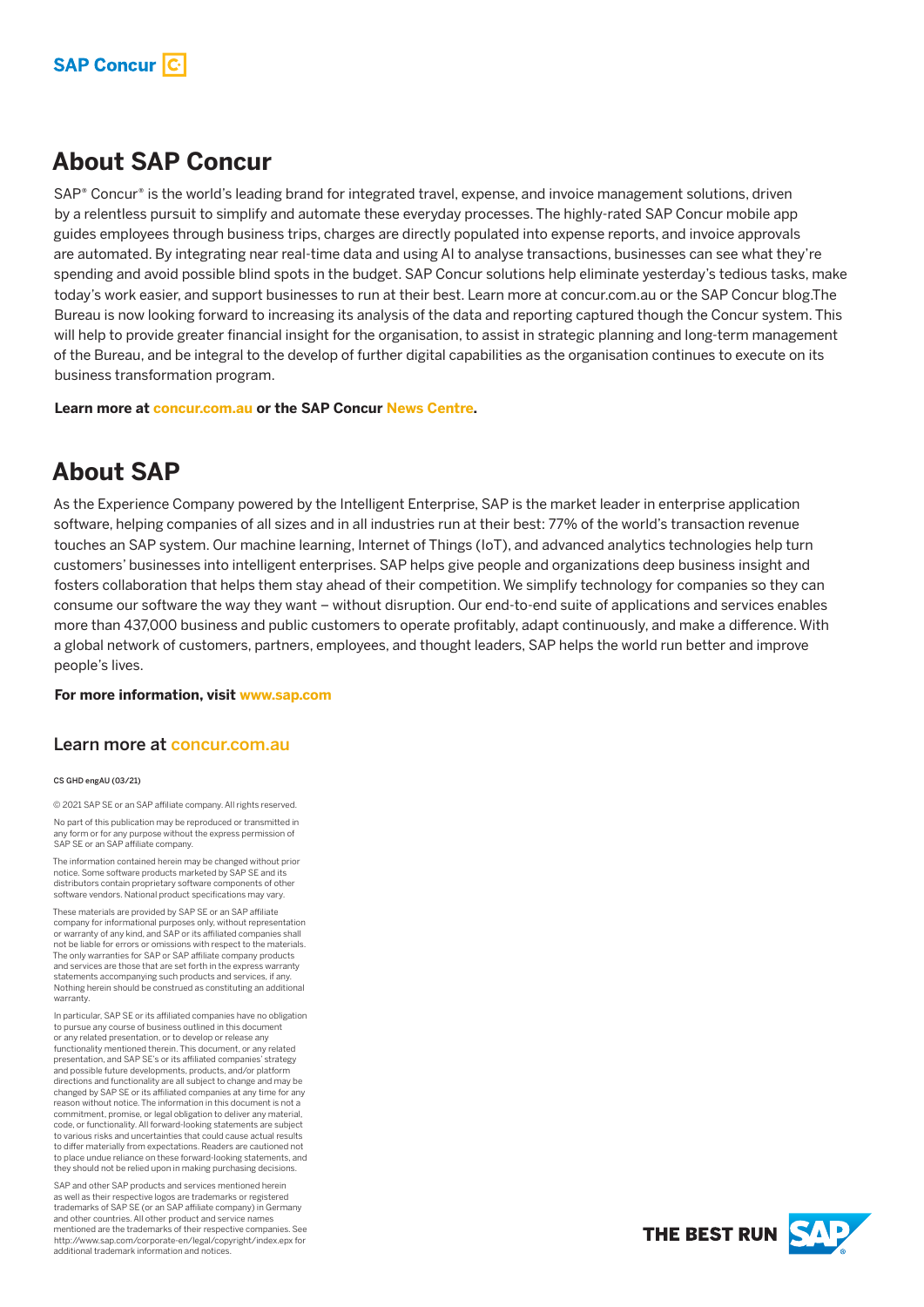SAP Concur

## About SAP Concur

SAP® Concur® is the world's leading brand for integrated travel, expense, and invoice management solutions, driven by a relentless pursuit to simplify and automate these everyday processes. The highly-rated SAP Concur mobile app guides employees through business trips, charges are directly populated into expense reports, and invoice approvals are automated. By integrating near real-time data and using AI to analyse transactions, businesses can see what they're spending and avoid possible blind spots in the budget. SAP Concur solutions help eliminate yesterday's tedious tasks, make today's work easier, and support businesses to run at their best. Learn more at concur.com.au or the SAP Concur blog.The Bureau is now looking forward to increasing its analysis of the data and reporting captured though the Concur system. This will help to provide greater financial insight for the organisation, to assist in strategic planning and long-term management of the Bureau, and be integral to the develop of further digital capabilities as the organisation continues to execute on its business transformation program.

**Learn more at concur.com.au or the SAP Concur News Centre.**

## About SAP

As the Experience Company powered by the Intelligent Enterprise, SAP is the market leader in enterprise application software, helping companies of all sizes and in all industries run at their best: 77% of the world's transaction revenue touches an SAP system. Our machine learning, Internet of Things (IoT), and advanced analytics technologies help turn customers' businesses into intelligent enterprises. SAP helps give people and organizations deep business insight and fosters collaboration that helps them stay ahead of their competition. We simplify technology for companies so they can consume our software the way they want – without disruption. Our end-to-end suite of applications and services enables more than 437,000 business and public customers to operate profitably, adapt continuously, and make a difference. With a global network of customers, partners, employees, and thought leaders, SAP helps the world run better and improve people's lives.

**For more information, visit www.sap.com**

### Learn more at concur.com.au

CS GHD engAU (03/21)

© 2021 SAP SE or an SAP affiliate company. All rights reserved.

No part of this publication may be reproduced or transmitted in any form or for any purpose without the express permission of SAP SE or an SAP affiliate company.

The information contained herein may be changed without prior notice. Some software products marketed by SAP SE and its distributors contain proprietary software components of other software vendors. National product specifications may vary.

These materials are provided by SAP SE or an SAP affiliate company for informational purposes only, without representation or warranty of any kind, and SAP or its affiliated companies shall not be liable for errors or omissions with respect to the materials. The only warranties for SAP or SAP affiliate company products and services are those that are set forth in the express warranty statements accompanying such products and services, if any. Nothing herein should be construed as constituting an additional warranty.

In particular, SAP SE or its affiliated companies have no obligation to pursue any course of business outlined in this document or any related presentation, or to develop or release any functionality mentioned therein. This document, or any related presentation, and SAP SE's or its affiliated companies' strategy and possible future developments, products, and/or platform directions and functionality are all subject to change and may be changed by SAP SE or its affiliated companies at any time for any reason without notice. The information in this document is not a commitment, promise, or legal obligation to deliver any material, code, or functionality. All forward-looking statements are subject to various risks and uncertainties that could cause actual results to differ materially from expectations. Readers are cautioned not to place undue reliance on these forward-looking statements, and they should not be relied upon in making purchasing decisions.

SAP and other SAP products and services mentioned herein as well as their respective logos are trademarks or registered trademarks of SAP SE (or an SAP affiliate company) in Germany and other countries. All other product and service names mentioned are the trademarks of their respective companies. See http://www.sap.com/corporate-en/legal/copyright/index.epx for additional trademark information and notices.

THE BEST RUN SAP